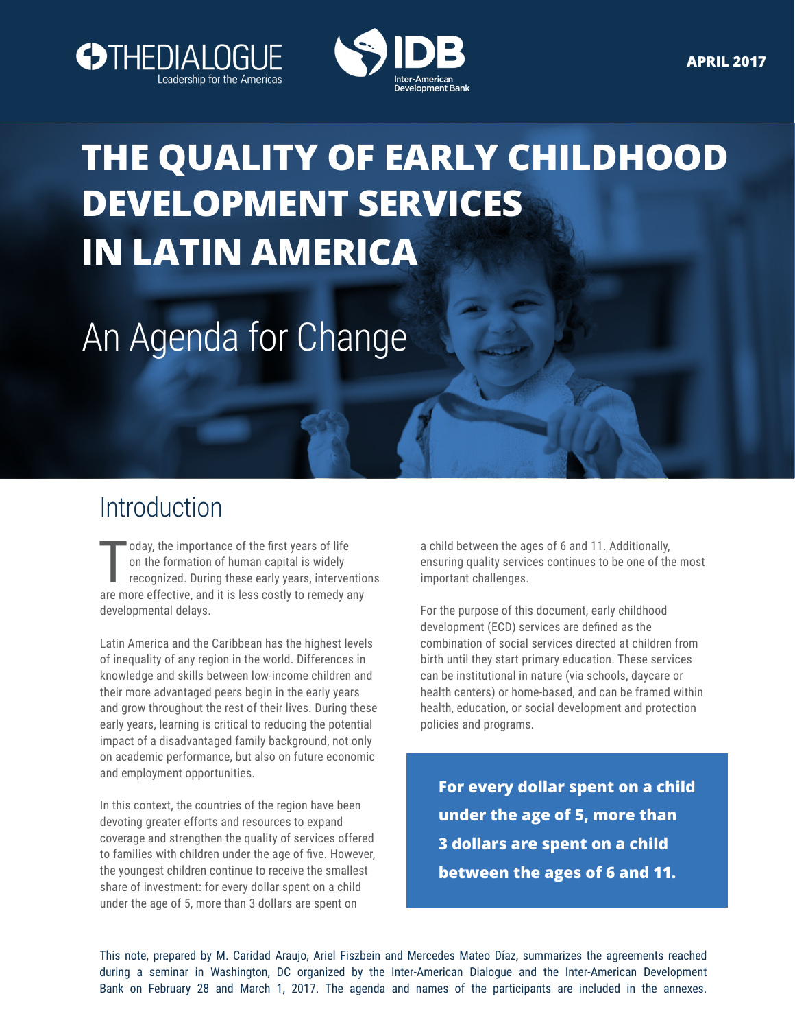THEDIALOGUE Leadership for the Americas

IDB Inter-American Development Bank

APRIL 2017

# THE QUALITY OF EARLY CHILDHOOD DEVELOPMENT SERVICES IN LATIN AMERICA

## An Agenda for Change

## Introduction

Today, the importance of the first years of life on the formation of human capital is widely recognized. During these early years, interventions are more effective, and it is less costly to remedy any developmental delays.

Latin America and the Caribbean has the highest levels of inequality of any region in the world. Differences in knowledge and skills between low-income children and their more advantaged peers begin in the early years and grow throughout the rest of their lives. During these early years, learning is critical to reducing the potential impact of a disadvantaged family background, not only on academic performance, but also on future economic and employment opportunities.

In this context, the countries of the region have been devoting greater efforts and resources to expand coverage and strengthen the quality of services offered to families with children under the age of five. However, the youngest children continue to receive the smallest share of investment: for every dollar spent on a child under the age of 5, more than 3 dollars are spent on a child between the ages of 6 and 11. Additionally, ensuring quality services continues to be one of the most important challenges.

For the purpose of this document, early childhood development (ECD) services are defined as the combination of social services directed at children from birth until they start primary education. These services can be institutional in nature (via schools, daycare or health centers) or home-based, and can be framed within health, education, or social development and protection policies and programs.

**For every dollar spent on a child under the age of 5, more than 3 dollars are spent on a child between the ages of 6 and 11.**

This note, prepared by M. Caridad Araujo, Ariel Fiszbein and Mercedes Mateo Díaz, summarizes the agreements reached during a seminar in Washington, DC organized by the Inter-American Dialogue and the Inter-American Development Bank on February 28 and March 1, 2017. The agenda and names of the participants are included in the annexes.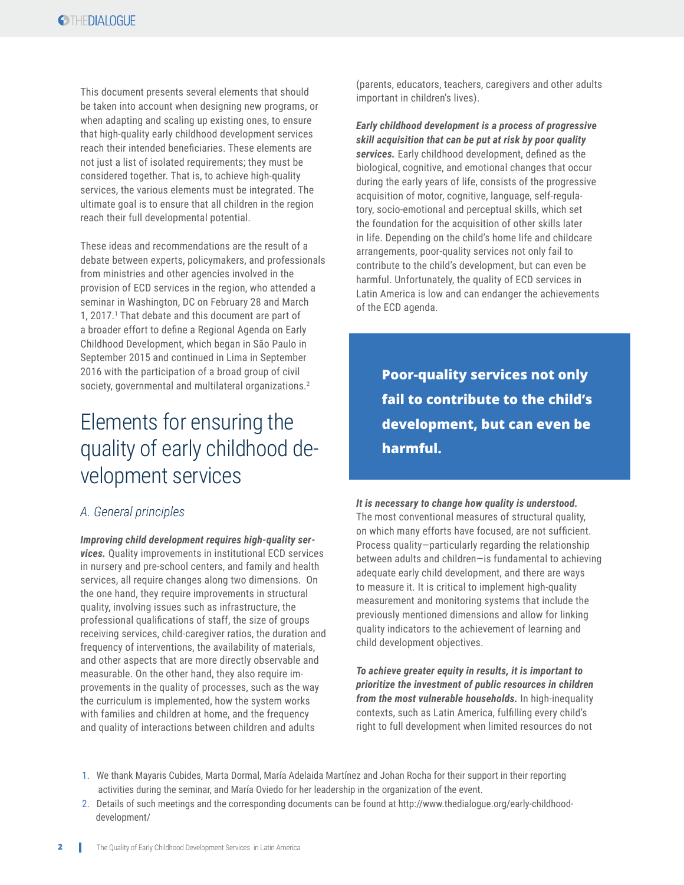This document presents several elements that should be taken into account when designing new programs, or when adapting and scaling up existing ones, to ensure that high-quality early childhood development services reach their intended beneficiaries. These elements are not just a list of isolated requirements; they must be considered together. That is, to achieve high-quality services, the various elements must be integrated. The ultimate goal is to ensure that all children in the region reach their full developmental potential.

These ideas and recommendations are the result of a debate between experts, policymakers, and professionals from ministries and other agencies involved in the provision of ECD services in the region, who attended a seminar in Washington, DC on February 28 and March 1, 2017.[1] That debate and this document are part of a broader effort to define a Regional Agenda on Early Childhood Development, which began in São Paulo in September 2015 and continued in Lima in September 2016 with the participation of a broad group of civil society, governmental and multilateral organizations.[2]

# Elements for ensuring the quality of early childhood development services

## A. General principles

***Improving child development requires high-quality services.*** Quality improvements in institutional ECD services in nursery and pre-school centers, and family and health services, all require changes along two dimensions. On the one hand, they require improvements in structural quality, involving issues such as infrastructure, the professional qualifications of staff, the size of groups receiving services, child-caregiver ratios, the duration and frequency of interventions, the availability of materials, and other aspects that are more directly observable and measurable. On the other hand, they also require improvements in the quality of processes, such as the way the curriculum is implemented, how the system works with families and children at home, and the frequency and quality of interactions between children and adults (parents, educators, teachers, caregivers and other adults important in children's lives).

***Early childhood development is a process of progressive skill acquisition that can be put at risk by poor quality services.*** Early childhood development, defined as the biological, cognitive, and emotional changes that occur during the early years of life, consists of the progressive acquisition of motor, cognitive, language, self-regulatory, socio-emotional and perceptual skills, which set the foundation for the acquisition of other skills later in life. Depending on the child's home life and childcare arrangements, poor-quality services not only fail to contribute to the child's development, but can even be harmful. Unfortunately, the quality of ECD services in Latin America is low and can endanger the achievements of the ECD agenda.

> **Poor-quality services not only fail to contribute to the child's development, but can even be harmful.**

***It is necessary to change how quality is understood.*** The most conventional measures of structural quality, on which many efforts have focused, are not sufficient. Process quality—particularly regarding the relationship between adults and children—is fundamental to achieving adequate early child development, and there are ways to measure it. It is critical to implement high-quality measurement and monitoring systems that include the previously mentioned dimensions and allow for linking quality indicators to the achievement of learning and child development objectives.

***To achieve greater equity in results, it is important to prioritize the investment of public resources in children from the most vulnerable households.*** In high-inequality contexts, such as Latin America, fulfilling every child's right to full development when limited resources do not

1. We thank Mayaris Cubides, Marta Dormal, María Adelaida Martínez and Johan Rocha for their support in their reporting activities during the seminar, and María Oviedo for her leadership in the organization of the event.
2. Details of such meetings and the corresponding documents can be found at http://www.thedialogue.org/early-childhood-development/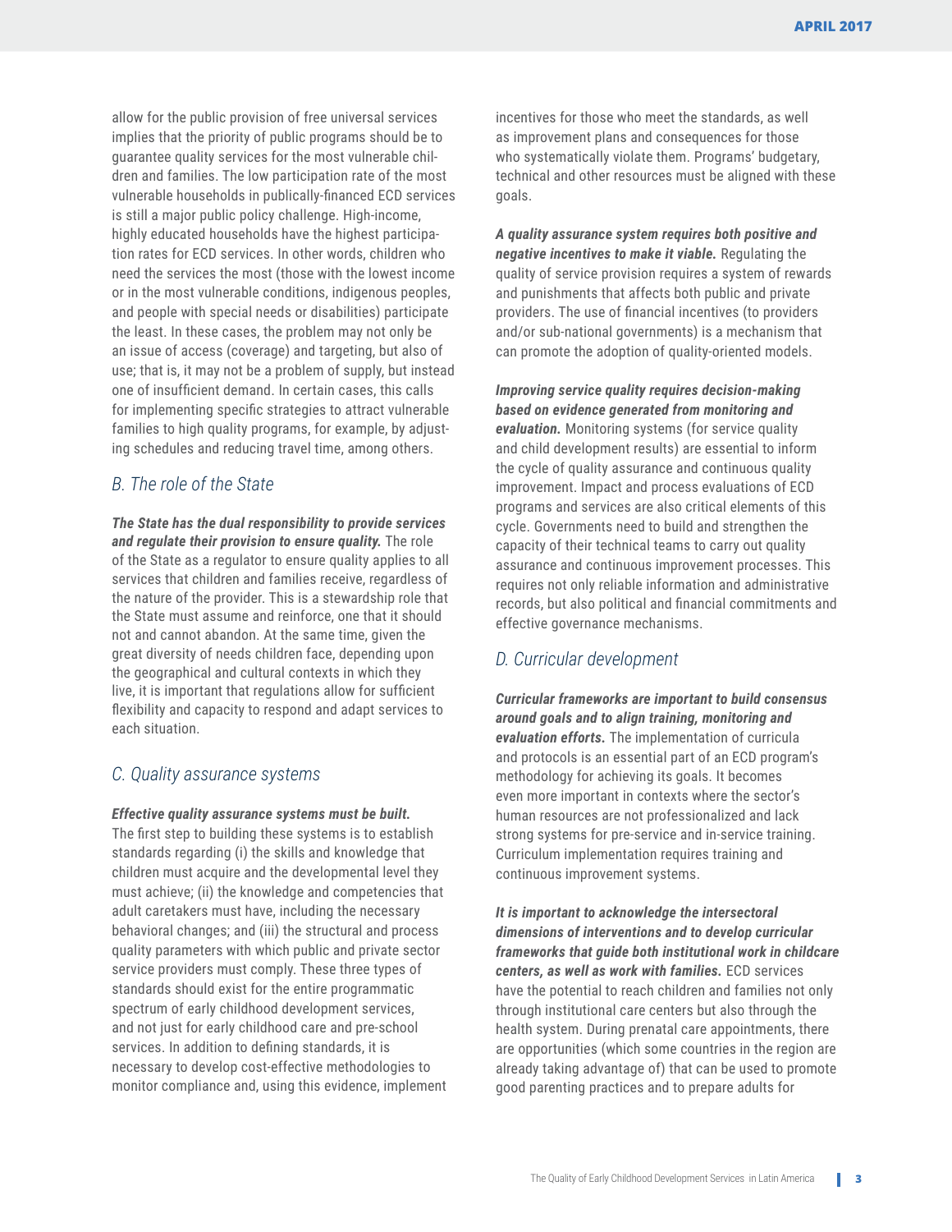allow for the public provision of free universal services implies that the priority of public programs should be to guarantee quality services for the most vulnerable children and families. The low participation rate of the most vulnerable households in publically-financed ECD services is still a major public policy challenge. High-income, highly educated households have the highest participation rates for ECD services. In other words, children who need the services the most (those with the lowest income or in the most vulnerable conditions, indigenous peoples, and people with special needs or disabilities) participate the least. In these cases, the problem may not only be an issue of access (coverage) and targeting, but also of use; that is, it may not be a problem of supply, but instead one of insufficient demand. In certain cases, this calls for implementing specific strategies to attract vulnerable families to high quality programs, for example, by adjusting schedules and reducing travel time, among others.

## *B. The role of the State*

***The State has the dual responsibility to provide services and regulate their provision to ensure quality.*** The role of the State as a regulator to ensure quality applies to all services that children and families receive, regardless of the nature of the provider. This is a stewardship role that the State must assume and reinforce, one that it should not and cannot abandon. At the same time, given the great diversity of needs children face, depending upon the geographical and cultural contexts in which they live, it is important that regulations allow for sufficient flexibility and capacity to respond and adapt services to each situation.

## *C. Quality assurance systems*

***Effective quality assurance systems must be built.*** The first step to building these systems is to establish standards regarding (i) the skills and knowledge that children must acquire and the developmental level they must achieve; (ii) the knowledge and competencies that adult caretakers must have, including the necessary behavioral changes; and (iii) the structural and process quality parameters with which public and private sector service providers must comply. These three types of standards should exist for the entire programmatic spectrum of early childhood development services, and not just for early childhood care and pre-school services. In addition to defining standards, it is necessary to develop cost-effective methodologies to monitor compliance and, using this evidence, implement incentives for those who meet the standards, as well as improvement plans and consequences for those who systematically violate them. Programs' budgetary, technical and other resources must be aligned with these goals.

***A quality assurance system requires both positive and negative incentives to make it viable.*** Regulating the quality of service provision requires a system of rewards and punishments that affects both public and private providers. The use of financial incentives (to providers and/or sub-national governments) is a mechanism that can promote the adoption of quality-oriented models.

***Improving service quality requires decision-making based on evidence generated from monitoring and evaluation.*** Monitoring systems (for service quality and child development results) are essential to inform the cycle of quality assurance and continuous quality improvement. Impact and process evaluations of ECD programs and services are also critical elements of this cycle. Governments need to build and strengthen the capacity of their technical teams to carry out quality assurance and continuous improvement processes. This requires not only reliable information and administrative records, but also political and financial commitments and effective governance mechanisms.

## *D. Curricular development*

***Curricular frameworks are important to build consensus around goals and to align training, monitoring and evaluation efforts.*** The implementation of curricula and protocols is an essential part of an ECD program's methodology for achieving its goals. It becomes even more important in contexts where the sector's human resources are not professionalized and lack strong systems for pre-service and in-service training. Curriculum implementation requires training and continuous improvement systems.

***It is important to acknowledge the intersectoral dimensions of interventions and to develop curricular frameworks that guide both institutional work in childcare centers, as well as work with families.*** ECD services have the potential to reach children and families not only through institutional care centers but also through the health system. During prenatal care appointments, there are opportunities (which some countries in the region are already taking advantage of) that can be used to promote good parenting practices and to prepare adults for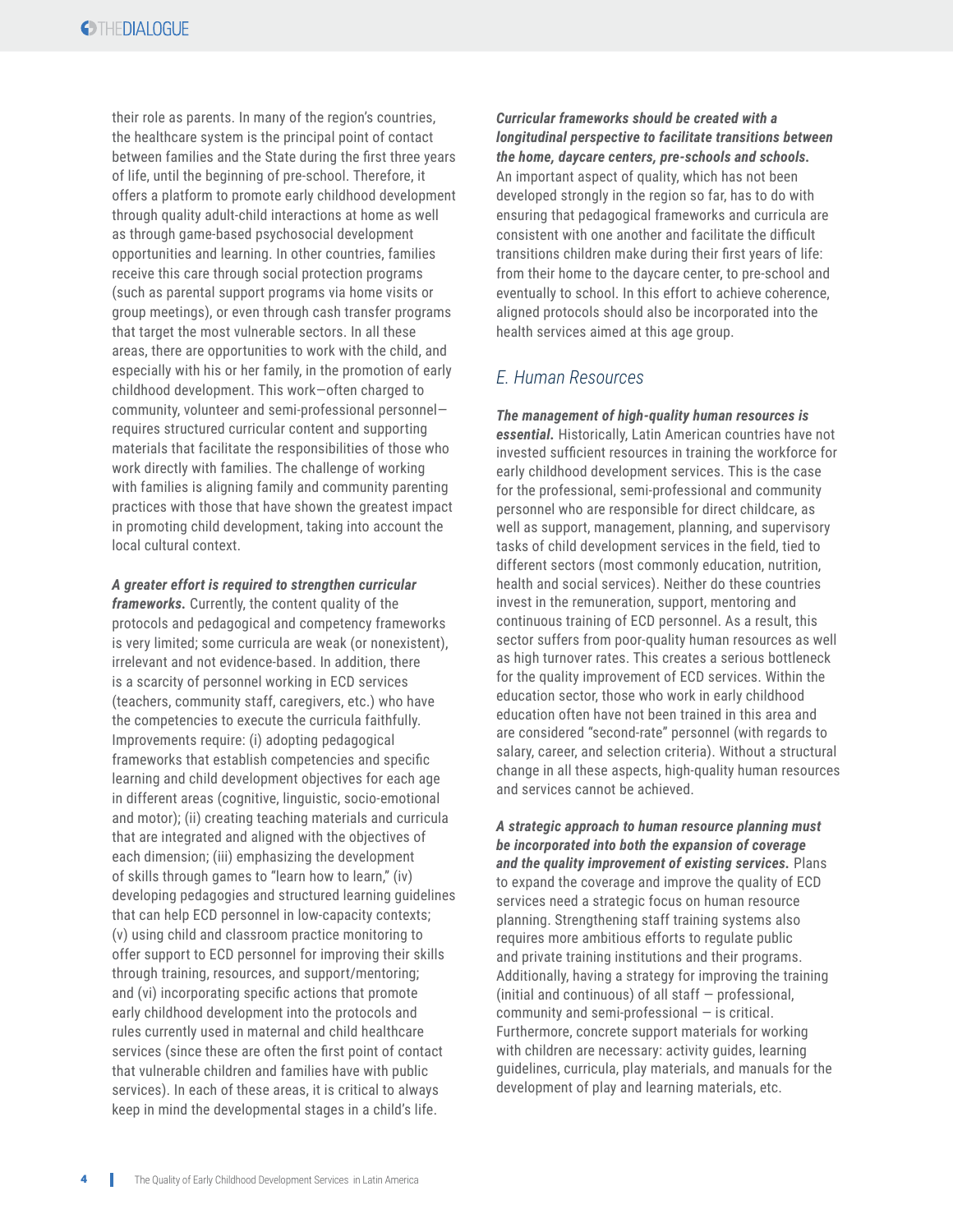their role as parents. In many of the region's countries, the healthcare system is the principal point of contact between families and the State during the first three years of life, until the beginning of pre-school. Therefore, it offers a platform to promote early childhood development through quality adult-child interactions at home as well as through game-based psychosocial development opportunities and learning. In other countries, families receive this care through social protection programs (such as parental support programs via home visits or group meetings), or even through cash transfer programs that target the most vulnerable sectors. In all these areas, there are opportunities to work with the child, and especially with his or her family, in the promotion of early childhood development. This work—often charged to community, volunteer and semi-professional personnel—requires structured curricular content and supporting materials that facilitate the responsibilities of those who work directly with families. The challenge of working with families is aligning family and community parenting practices with those that have shown the greatest impact in promoting child development, taking into account the local cultural context.

***A greater effort is required to strengthen curricular frameworks.*** Currently, the content quality of the protocols and pedagogical and competency frameworks is very limited; some curricula are weak (or nonexistent), irrelevant and not evidence-based. In addition, there is a scarcity of personnel working in ECD services (teachers, community staff, caregivers, etc.) who have the competencies to execute the curricula faithfully. Improvements require: (i) adopting pedagogical frameworks that establish competencies and specific learning and child development objectives for each age in different areas (cognitive, linguistic, socio-emotional and motor); (ii) creating teaching materials and curricula that are integrated and aligned with the objectives of each dimension; (iii) emphasizing the development of skills through games to "learn how to learn," (iv) developing pedagogies and structured learning guidelines that can help ECD personnel in low-capacity contexts; (v) using child and classroom practice monitoring to offer support to ECD personnel for improving their skills through training, resources, and support/mentoring; and (vi) incorporating specific actions that promote early childhood development into the protocols and rules currently used in maternal and child healthcare services (since these are often the first point of contact that vulnerable children and families have with public services). In each of these areas, it is critical to always keep in mind the developmental stages in a child's life.

***Curricular frameworks should be created with a longitudinal perspective to facilitate transitions between the home, daycare centers, pre-schools and schools.*** An important aspect of quality, which has not been developed strongly in the region so far, has to do with ensuring that pedagogical frameworks and curricula are consistent with one another and facilitate the difficult transitions children make during their first years of life: from their home to the daycare center, to pre-school and eventually to school. In this effort to achieve coherence, aligned protocols should also be incorporated into the health services aimed at this age group.

## E. Human Resources

***The management of high-quality human resources is essential.*** Historically, Latin American countries have not invested sufficient resources in training the workforce for early childhood development services. This is the case for the professional, semi-professional and community personnel who are responsible for direct childcare, as well as support, management, planning, and supervisory tasks of child development services in the field, tied to different sectors (most commonly education, nutrition, health and social services). Neither do these countries invest in the remuneration, support, mentoring and continuous training of ECD personnel. As a result, this sector suffers from poor-quality human resources as well as high turnover rates. This creates a serious bottleneck for the quality improvement of ECD services. Within the education sector, those who work in early childhood education often have not been trained in this area and are considered "second-rate" personnel (with regards to salary, career, and selection criteria). Without a structural change in all these aspects, high-quality human resources and services cannot be achieved.

***A strategic approach to human resource planning must be incorporated into both the expansion of coverage and the quality improvement of existing services.*** Plans to expand the coverage and improve the quality of ECD services need a strategic focus on human resource planning. Strengthening staff training systems also requires more ambitious efforts to regulate public and private training institutions and their programs. Additionally, having a strategy for improving the training (initial and continuous) of all staff — professional, community and semi-professional — is critical. Furthermore, concrete support materials for working with children are necessary: activity guides, learning guidelines, curricula, play materials, and manuals for the development of play and learning materials, etc.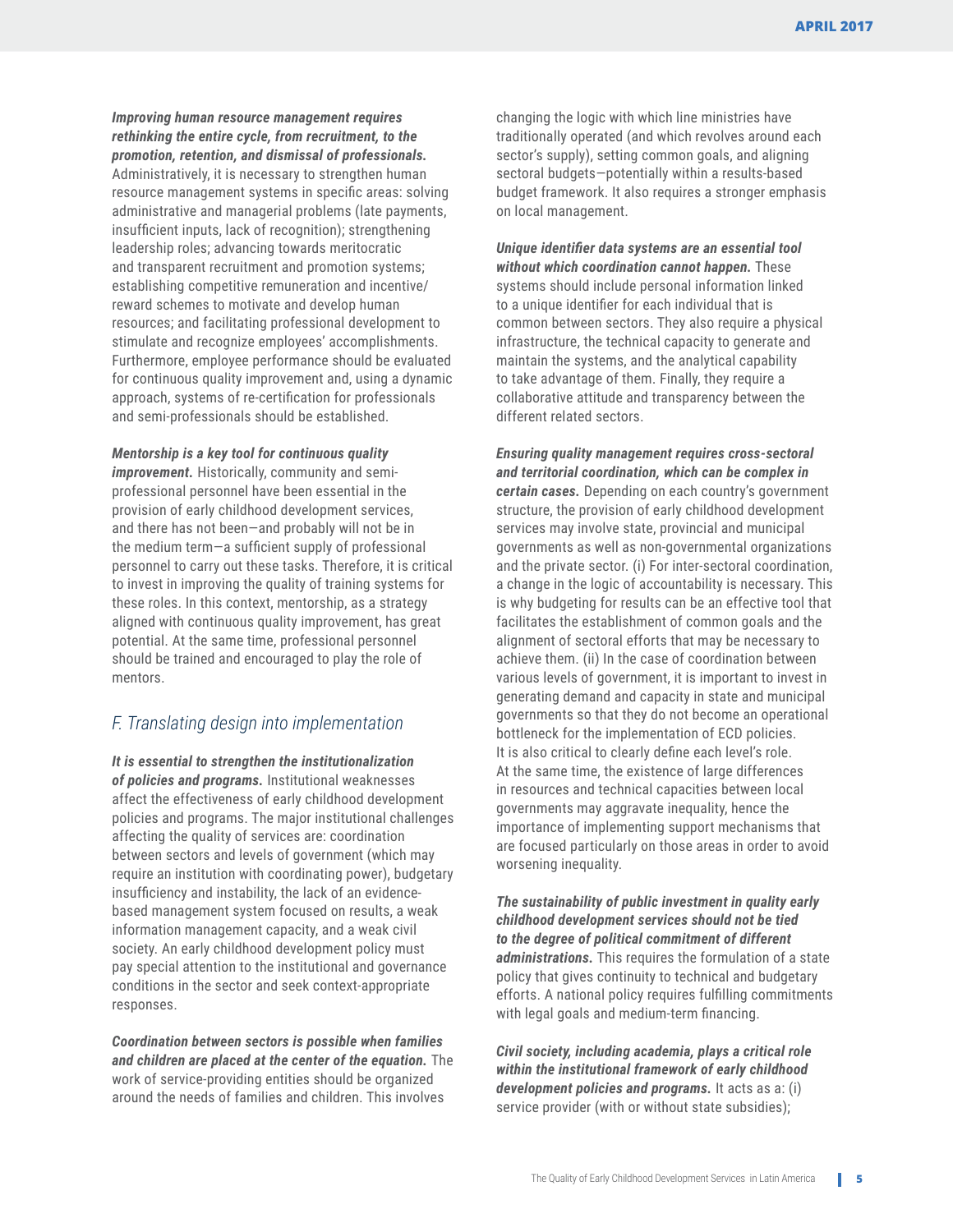***Improving human resource management requires rethinking the entire cycle, from recruitment, to the promotion, retention, and dismissal of professionals.*** Administratively, it is necessary to strengthen human resource management systems in specific areas: solving administrative and managerial problems (late payments, insufficient inputs, lack of recognition); strengthening leadership roles; advancing towards meritocratic and transparent recruitment and promotion systems; establishing competitive remuneration and incentive/reward schemes to motivate and develop human resources; and facilitating professional development to stimulate and recognize employees' accomplishments. Furthermore, employee performance should be evaluated for continuous quality improvement and, using a dynamic approach, systems of re-certification for professionals and semi-professionals should be established.

***Mentorship is a key tool for continuous quality improvement.*** Historically, community and semi-professional personnel have been essential in the provision of early childhood development services, and there has not been—and probably will not be in the medium term—a sufficient supply of professional personnel to carry out these tasks. Therefore, it is critical to invest in improving the quality of training systems for these roles. In this context, mentorship, as a strategy aligned with continuous quality improvement, has great potential. At the same time, professional personnel should be trained and encouraged to play the role of mentors.

## *F. Translating design into implementation*

***It is essential to strengthen the institutionalization of policies and programs.*** Institutional weaknesses affect the effectiveness of early childhood development policies and programs. The major institutional challenges affecting the quality of services are: coordination between sectors and levels of government (which may require an institution with coordinating power), budgetary insufficiency and instability, the lack of an evidence-based management system focused on results, a weak information management capacity, and a weak civil society. An early childhood development policy must pay special attention to the institutional and governance conditions in the sector and seek context-appropriate responses.

***Coordination between sectors is possible when families and children are placed at the center of the equation.*** The work of service-providing entities should be organized around the needs of families and children. This involves changing the logic with which line ministries have traditionally operated (and which revolves around each sector's supply), setting common goals, and aligning sectoral budgets—potentially within a results-based budget framework. It also requires a stronger emphasis on local management.

***Unique identifier data systems are an essential tool without which coordination cannot happen.*** These systems should include personal information linked to a unique identifier for each individual that is common between sectors. They also require a physical infrastructure, the technical capacity to generate and maintain the systems, and the analytical capability to take advantage of them. Finally, they require a collaborative attitude and transparency between the different related sectors.

***Ensuring quality management requires cross-sectoral and territorial coordination, which can be complex in certain cases.*** Depending on each country's government structure, the provision of early childhood development services may involve state, provincial and municipal governments as well as non-governmental organizations and the private sector. (i) For inter-sectoral coordination, a change in the logic of accountability is necessary. This is why budgeting for results can be an effective tool that facilitates the establishment of common goals and the alignment of sectoral efforts that may be necessary to achieve them. (ii) In the case of coordination between various levels of government, it is important to invest in generating demand and capacity in state and municipal governments so that they do not become an operational bottleneck for the implementation of ECD policies. It is also critical to clearly define each level's role. At the same time, the existence of large differences in resources and technical capacities between local governments may aggravate inequality, hence the importance of implementing support mechanisms that are focused particularly on those areas in order to avoid worsening inequality.

***The sustainability of public investment in quality early childhood development services should not be tied to the degree of political commitment of different administrations.*** This requires the formulation of a state policy that gives continuity to technical and budgetary efforts. A national policy requires fulfilling commitments with legal goals and medium-term financing.

***Civil society, including academia, plays a critical role within the institutional framework of early childhood development policies and programs.*** It acts as a: (i) service provider (with or without state subsidies);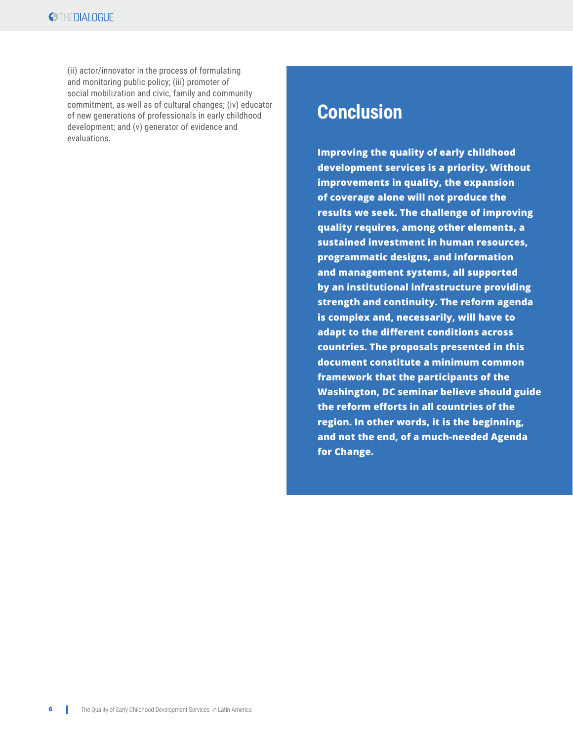(ii) actor/innovator in the process of formulating and monitoring public policy; (iii) promoter of social mobilization and civic, family and community commitment, as well as of cultural changes; (iv) educator of new generations of professionals in early childhood development; and (v) generator of evidence and evaluations.

## Conclusion

**Improving the quality of early childhood development services is a priority. Without improvements in quality, the expansion of coverage alone will not produce the results we seek. The challenge of improving quality requires, among other elements, a sustained investment in human resources, programmatic designs, and information and management systems, all supported by an institutional infrastructure providing strength and continuity. The reform agenda is complex and, necessarily, will have to adapt to the different conditions across countries. The proposals presented in this document constitute a minimum common framework that the participants of the Washington, DC seminar believe should guide the reform efforts in all countries of the region. In other words, it is the beginning, and not the end, of a much-needed Agenda for Change.**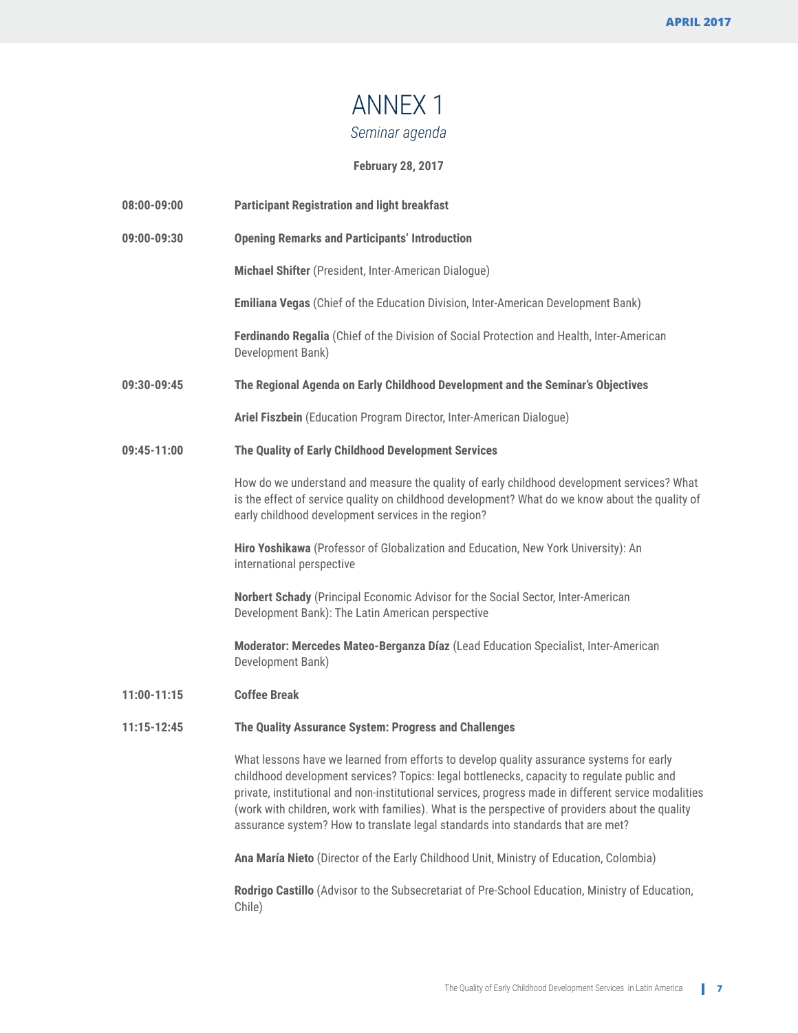# ANNEX 1

*Seminar agenda*

**February 28, 2017**

**08:00-09:00** **Participant Registration and light breakfast**

**09:00-09:30** **Opening Remarks and Participants' Introduction**

**Michael Shifter** (President, Inter-American Dialogue)

**Emiliana Vegas** (Chief of the Education Division, Inter-American Development Bank)

**Ferdinando Regalia** (Chief of the Division of Social Protection and Health, Inter-American Development Bank)

**09:30-09:45** **The Regional Agenda on Early Childhood Development and the Seminar's Objectives**

**Ariel Fiszbein** (Education Program Director, Inter-American Dialogue)

**09:45-11:00** **The Quality of Early Childhood Development Services**

How do we understand and measure the quality of early childhood development services? What is the effect of service quality on childhood development? What do we know about the quality of early childhood development services in the region?

**Hiro Yoshikawa** (Professor of Globalization and Education, New York University): An international perspective

**Norbert Schady** (Principal Economic Advisor for the Social Sector, Inter-American Development Bank): The Latin American perspective

**Moderator: Mercedes Mateo-Berganza Díaz** (Lead Education Specialist, Inter-American Development Bank)

**11:00-11:15** **Coffee Break**

**11:15-12:45** **The Quality Assurance System: Progress and Challenges**

What lessons have we learned from efforts to develop quality assurance systems for early childhood development services? Topics: legal bottlenecks, capacity to regulate public and private, institutional and non-institutional services, progress made in different service modalities (work with children, work with families). What is the perspective of providers about the quality assurance system? How to translate legal standards into standards that are met?

**Ana María Nieto** (Director of the Early Childhood Unit, Ministry of Education, Colombia)

**Rodrigo Castillo** (Advisor to the Subsecretariat of Pre-School Education, Ministry of Education, Chile)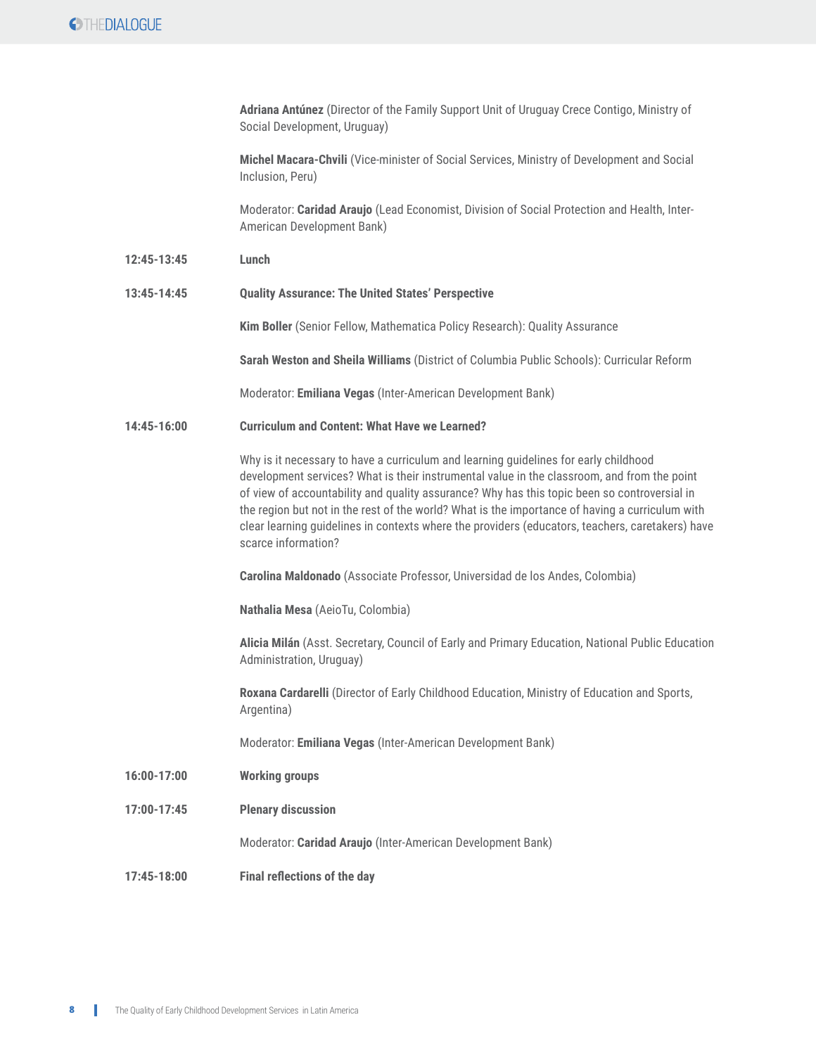**Adriana Antúnez** (Director of the Family Support Unit of Uruguay Crece Contigo, Ministry of Social Development, Uruguay)

**Michel Macara-Chvili** (Vice-minister of Social Services, Ministry of Development and Social Inclusion, Peru)

Moderator: **Caridad Araujo** (Lead Economist, Division of Social Protection and Health, Inter-American Development Bank)

**12:45-13:45** **Lunch**

**13:45-14:45** **Quality Assurance: The United States' Perspective**

**Kim Boller** (Senior Fellow, Mathematica Policy Research): Quality Assurance

**Sarah Weston and Sheila Williams** (District of Columbia Public Schools): Curricular Reform

Moderator: **Emiliana Vegas** (Inter-American Development Bank)

**14:45-16:00** **Curriculum and Content: What Have we Learned?**

Why is it necessary to have a curriculum and learning guidelines for early childhood development services? What is their instrumental value in the classroom, and from the point of view of accountability and quality assurance? Why has this topic been so controversial in the region but not in the rest of the world? What is the importance of having a curriculum with clear learning guidelines in contexts where the providers (educators, teachers, caretakers) have scarce information?

**Carolina Maldonado** (Associate Professor, Universidad de los Andes, Colombia)

**Nathalia Mesa** (AeioTu, Colombia)

**Alicia Milán** (Asst. Secretary, Council of Early and Primary Education, National Public Education Administration, Uruguay)

**Roxana Cardarelli** (Director of Early Childhood Education, Ministry of Education and Sports, Argentina)

Moderator: **Emiliana Vegas** (Inter-American Development Bank)

**16:00-17:00** **Working groups**

**17:00-17:45** **Plenary discussion**

Moderator: **Caridad Araujo** (Inter-American Development Bank)

**17:45-18:00** **Final reflections of the day**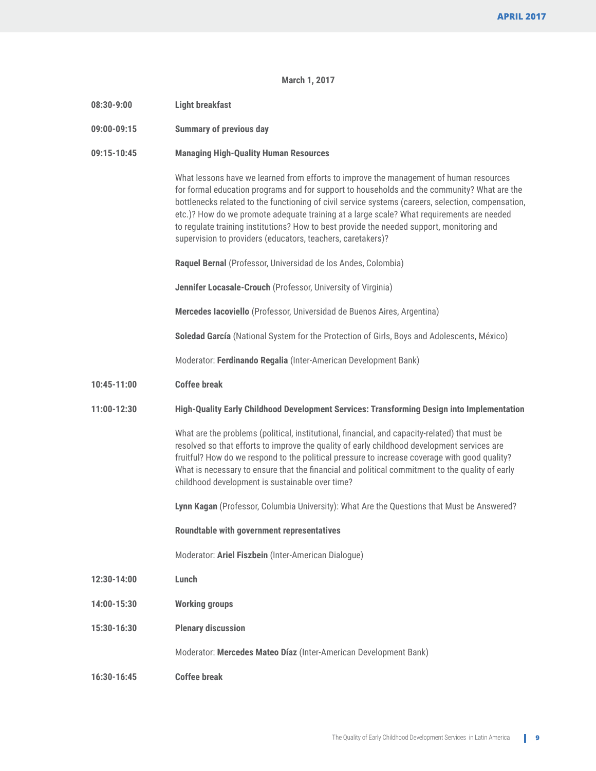**March 1, 2017**

**08:30-9:00** **Light breakfast**

**09:00-09:15** **Summary of previous day**

**09:15-10:45** **Managing High-Quality Human Resources**

What lessons have we learned from efforts to improve the management of human resources for formal education programs and for support to households and the community? What are the bottlenecks related to the functioning of civil service systems (careers, selection, compensation, etc.)? How do we promote adequate training at a large scale? What requirements are needed to regulate training institutions? How to best provide the needed support, monitoring and supervision to providers (educators, teachers, caretakers)?

**Raquel Bernal** (Professor, Universidad de los Andes, Colombia)

**Jennifer Locasale-Crouch** (Professor, University of Virginia)

**Mercedes Iacoviello** (Professor, Universidad de Buenos Aires, Argentina)

**Soledad García** (National System for the Protection of Girls, Boys and Adolescents, México)

Moderator: **Ferdinando Regalia** (Inter-American Development Bank)

**10:45-11:00** **Coffee break**

**11:00-12:30** **High-Quality Early Childhood Development Services: Transforming Design into Implementation**

What are the problems (political, institutional, financial, and capacity-related) that must be resolved so that efforts to improve the quality of early childhood development services are fruitful? How do we respond to the political pressure to increase coverage with good quality? What is necessary to ensure that the financial and political commitment to the quality of early childhood development is sustainable over time?

**Lynn Kagan** (Professor, Columbia University): What Are the Questions that Must be Answered?

**Roundtable with government representatives**

Moderator: **Ariel Fiszbein** (Inter-American Dialogue)

**12:30-14:00** **Lunch**

**14:00-15:30** **Working groups**

**15:30-16:30** **Plenary discussion**

Moderator: **Mercedes Mateo Díaz** (Inter-American Development Bank)

**16:30-16:45** **Coffee break**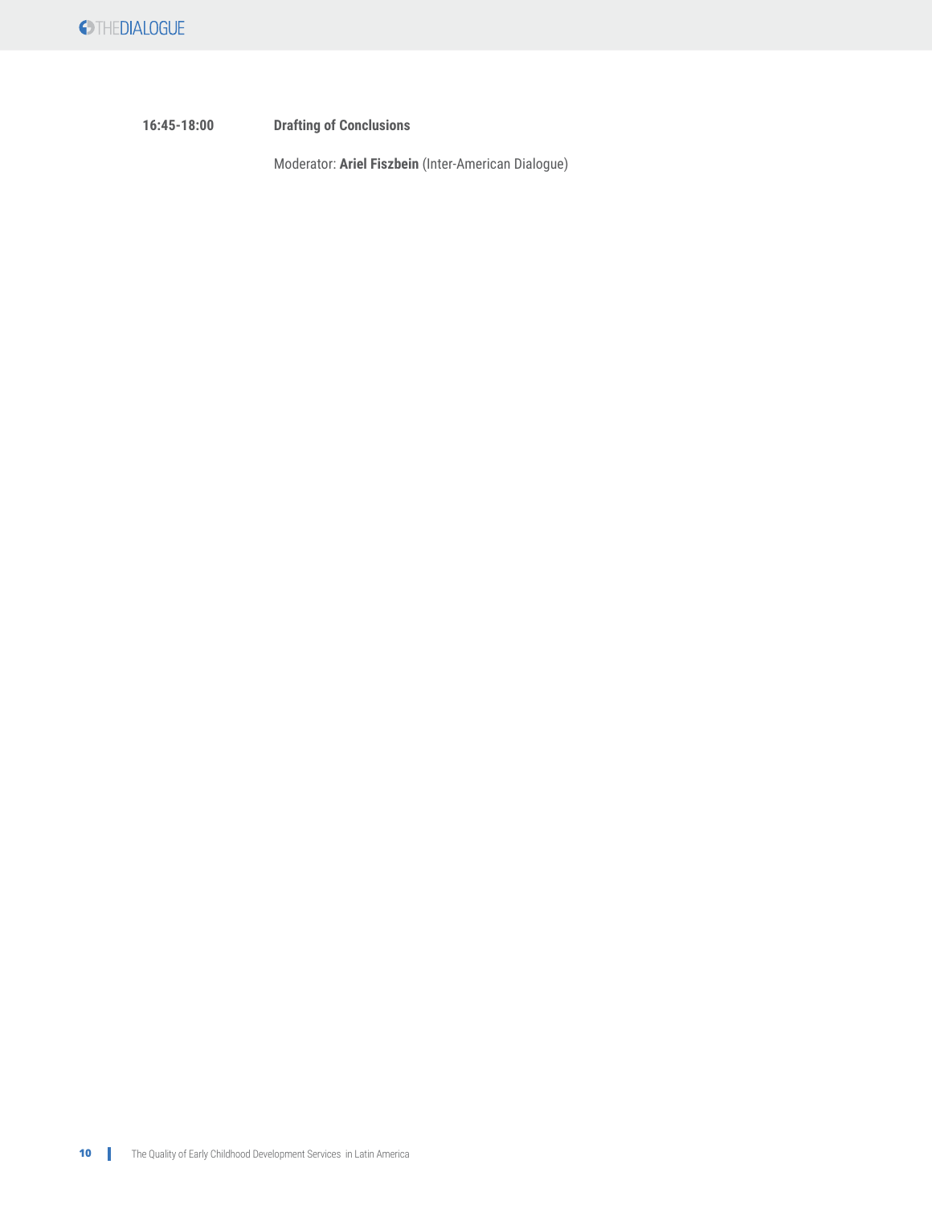**16:45-18:00** **Drafting of Conclusions**

Moderator: **Ariel Fiszbein** (Inter-American Dialogue)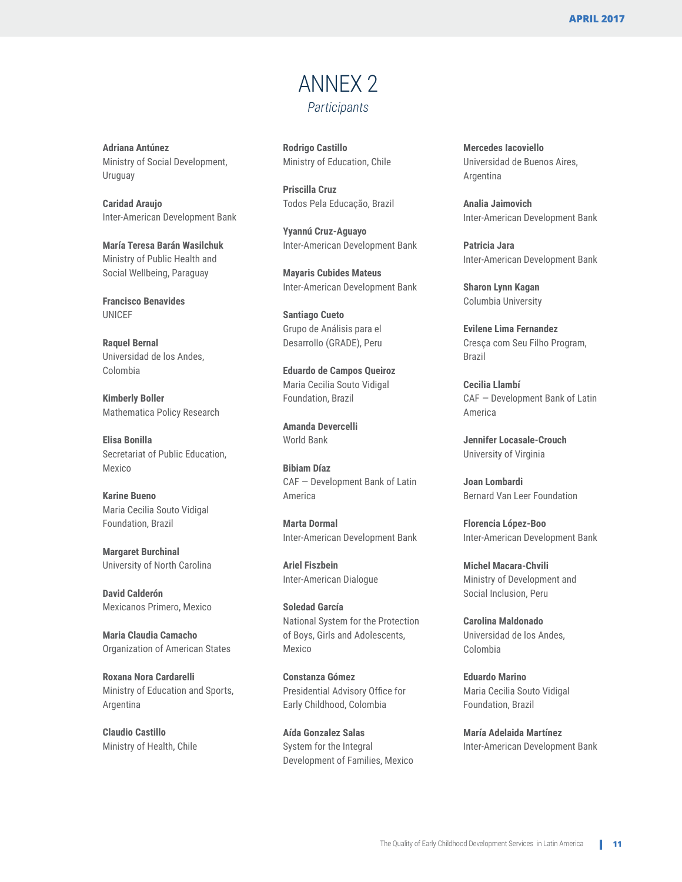# ANNEX 2

*Participants*

**Adriana Antúnez**
Ministry of Social Development, Uruguay

**Caridad Araujo**
Inter-American Development Bank

**María Teresa Barán Wasilchuk**
Ministry of Public Health and Social Wellbeing, Paraguay

**Francisco Benavides**
UNICEF

**Raquel Bernal**
Universidad de los Andes, Colombia

**Kimberly Boller**
Mathematica Policy Research

**Elisa Bonilla**
Secretariat of Public Education, Mexico

**Karine Bueno**
Maria Cecilia Souto Vidigal Foundation, Brazil

**Margaret Burchinal**
University of North Carolina

**David Calderón**
Mexicanos Primero, Mexico

**Maria Claudia Camacho**
Organization of American States

**Roxana Nora Cardarelli**
Ministry of Education and Sports, Argentina

**Claudio Castillo**
Ministry of Health, Chile

**Rodrigo Castillo**
Ministry of Education, Chile

**Priscilla Cruz**
Todos Pela Educação, Brazil

**Yyannú Cruz-Aguayo**
Inter-American Development Bank

**Mayaris Cubides Mateus**
Inter-American Development Bank

**Santiago Cueto**
Grupo de Análisis para el Desarrollo (GRADE), Peru

**Eduardo de Campos Queiroz**
Maria Cecilia Souto Vidigal Foundation, Brazil

**Amanda Devercelli**
World Bank

**Bibiam Díaz**
CAF — Development Bank of Latin America

**Marta Dormal**
Inter-American Development Bank

**Ariel Fiszbein**
Inter-American Dialogue

**Soledad García**
National System for the Protection of Boys, Girls and Adolescents, Mexico

**Constanza Gómez**
Presidential Advisory Office for Early Childhood, Colombia

**Aída Gonzalez Salas**
System for the Integral Development of Families, Mexico

**Mercedes Iacoviello**
Universidad de Buenos Aires, Argentina

**Analia Jaimovich**
Inter-American Development Bank

**Patricia Jara**
Inter-American Development Bank

**Sharon Lynn Kagan**
Columbia University

**Evilene Lima Fernandez**
Cresça com Seu Filho Program, Brazil

**Cecilia Llambí**
CAF — Development Bank of Latin America

**Jennifer Locasale-Crouch**
University of Virginia

**Joan Lombardi**
Bernard Van Leer Foundation

**Florencia López-Boo**
Inter-American Development Bank

**Michel Macara-Chvili**
Ministry of Development and Social Inclusion, Peru

**Carolina Maldonado**
Universidad de los Andes, Colombia

**Eduardo Marino**
Maria Cecilia Souto Vidigal Foundation, Brazil

**María Adelaida Martínez**
Inter-American Development Bank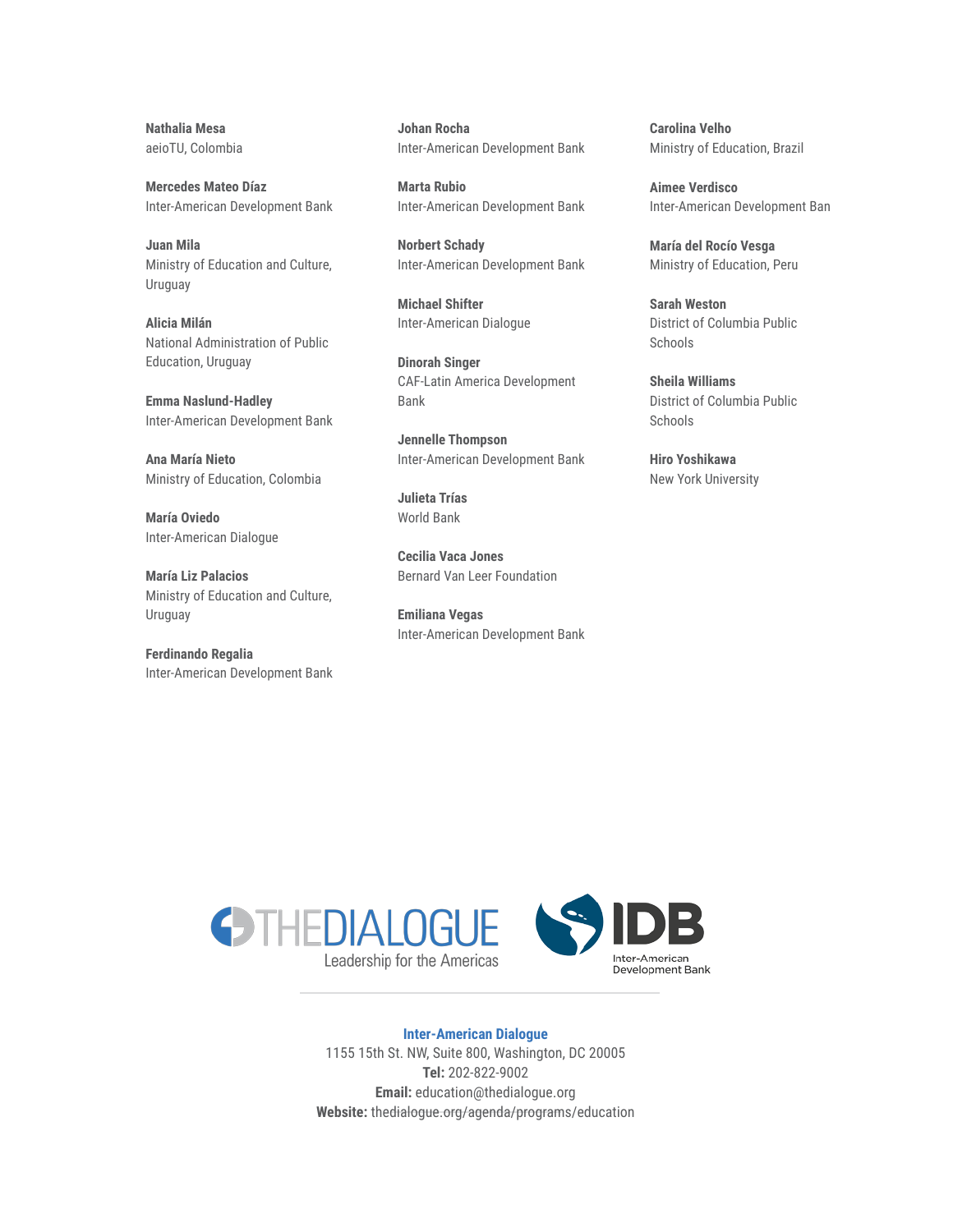**Nathalia Mesa**
aeioTU, Colombia

**Mercedes Mateo Díaz**
Inter-American Development Bank

**Juan Mila**
Ministry of Education and Culture, Uruguay

**Alicia Milán**
National Administration of Public Education, Uruguay

**Emma Naslund-Hadley**
Inter-American Development Bank

**Ana María Nieto**
Ministry of Education, Colombia

**María Oviedo**
Inter-American Dialogue

**María Liz Palacios**
Ministry of Education and Culture, Uruguay

**Ferdinando Regalia**
Inter-American Development Bank

**Johan Rocha**
Inter-American Development Bank

**Marta Rubio**
Inter-American Development Bank

**Norbert Schady**
Inter-American Development Bank

**Michael Shifter**
Inter-American Dialogue

**Dinorah Singer**
CAF-Latin America Development Bank

**Jennelle Thompson**
Inter-American Development Bank

**Julieta Trías**
World Bank

**Cecilia Vaca Jones**
Bernard Van Leer Foundation

**Emiliana Vegas**
Inter-American Development Bank

**Carolina Velho**
Ministry of Education, Brazil

**Aimee Verdisco**
Inter-American Development Ban

**María del Rocío Vesga**
Ministry of Education, Peru

**Sarah Weston**
District of Columbia Public Schools

**Sheila Williams**
District of Columbia Public Schools

**Hiro Yoshikawa**
New York University

THEDIALOGUE
Leadership for the Americas

IDB
Inter-American Development Bank

**Inter-American Dialogue**
1155 15th St. NW, Suite 800, Washington, DC 20005
**Tel:** 202-822-9002
**Email:** education@thedialogue.org
**Website:** thedialogue.org/agenda/programs/education